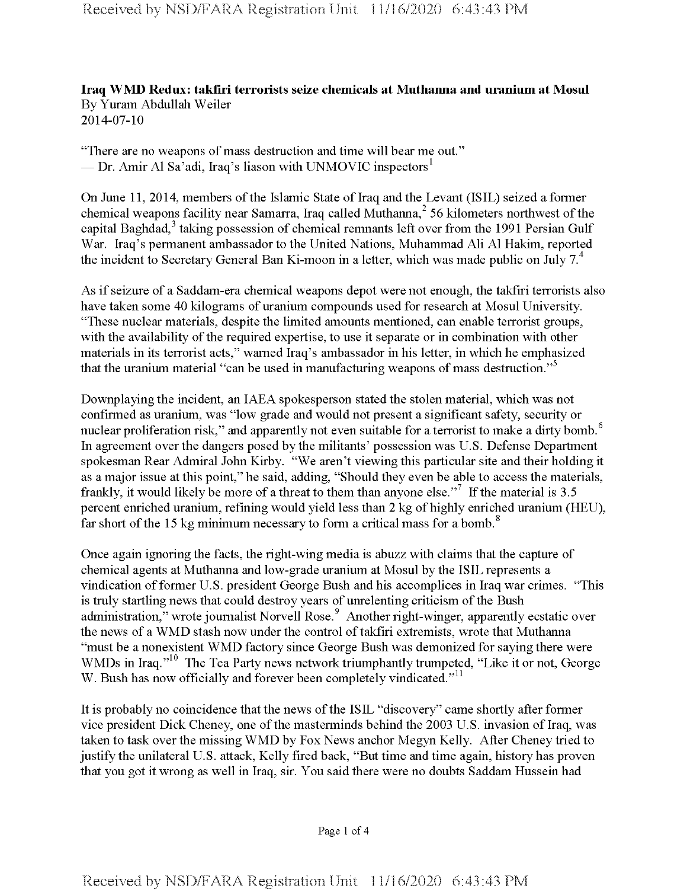**Iraq WMD Redux: takfiri terrorists seize chemicals at Muthanna and uranium at Mosul**
By Yuram Abdullah Weiler
2014-07-10

"There are no weapons of mass destruction and time will bear me out."
— Dr. Amir Al Sa'adi, Iraq's liason with UNMOVIC inspectors[1]

On June 11, 2014, members of the Islamic State of Iraq and the Levant (ISIL) seized a former chemical weapons facility near Samarra, Iraq called Muthanna,[2] 56 kilometers northwest of the capital Baghdad,[3] taking possession of chemical remnants left over from the 1991 Persian Gulf War. Iraq's permanent ambassador to the United Nations, Muhammad Ali Al Hakim, reported the incident to Secretary General Ban Ki-moon in a letter, which was made public on July 7.[4]

As if seizure of a Saddam-era chemical weapons depot were not enough, the takfiri terrorists also have taken some 40 kilograms of uranium compounds used for research at Mosul University. "These nuclear materials, despite the limited amounts mentioned, can enable terrorist groups, with the availability of the required expertise, to use it separate or in combination with other materials in its terrorist acts," warned Iraq's ambassador in his letter, in which he emphasized that the uranium material "can be used in manufacturing weapons of mass destruction."[5]

Downplaying the incident, an IAEA spokesperson stated the stolen material, which was not confirmed as uranium, was "low grade and would not present a significant safety, security or nuclear proliferation risk," and apparently not even suitable for a terrorist to make a dirty bomb.[6] In agreement over the dangers posed by the militants' possession was U.S. Defense Department spokesman Rear Admiral John Kirby. "We aren't viewing this particular site and their holding it as a major issue at this point," he said, adding, "Should they even be able to access the materials, frankly, it would likely be more of a threat to them than anyone else."[7] If the material is 3.5 percent enriched uranium, refining would yield less than 2 kg of highly enriched uranium (HEU), far short of the 15 kg minimum necessary to form a critical mass for a bomb.[8]

Once again ignoring the facts, the right-wing media is abuzz with claims that the capture of chemical agents at Muthanna and low-grade uranium at Mosul by the ISIL represents a vindication of former U.S. president George Bush and his accomplices in Iraq war crimes. "This is truly startling news that could destroy years of unrelenting criticism of the Bush administration," wrote journalist Norvell Rose.[9] Another right-winger, apparently ecstatic over the news of a WMD stash now under the control of takfiri extremists, wrote that Muthanna "must be a nonexistent WMD factory since George Bush was demonized for saying there were WMDs in Iraq."[10] The Tea Party news network triumphantly trumpeted, "Like it or not, George W. Bush has now officially and forever been completely vindicated."[11]

It is probably no coincidence that the news of the ISIL "discovery" came shortly after former vice president Dick Cheney, one of the masterminds behind the 2003 U.S. invasion of Iraq, was taken to task over the missing WMD by Fox News anchor Megyn Kelly. After Cheney tried to justify the unilateral U.S. attack, Kelly fired back, "But time and time again, history has proven that you got it wrong as well in Iraq, sir. You said there were no doubts Saddam Hussein had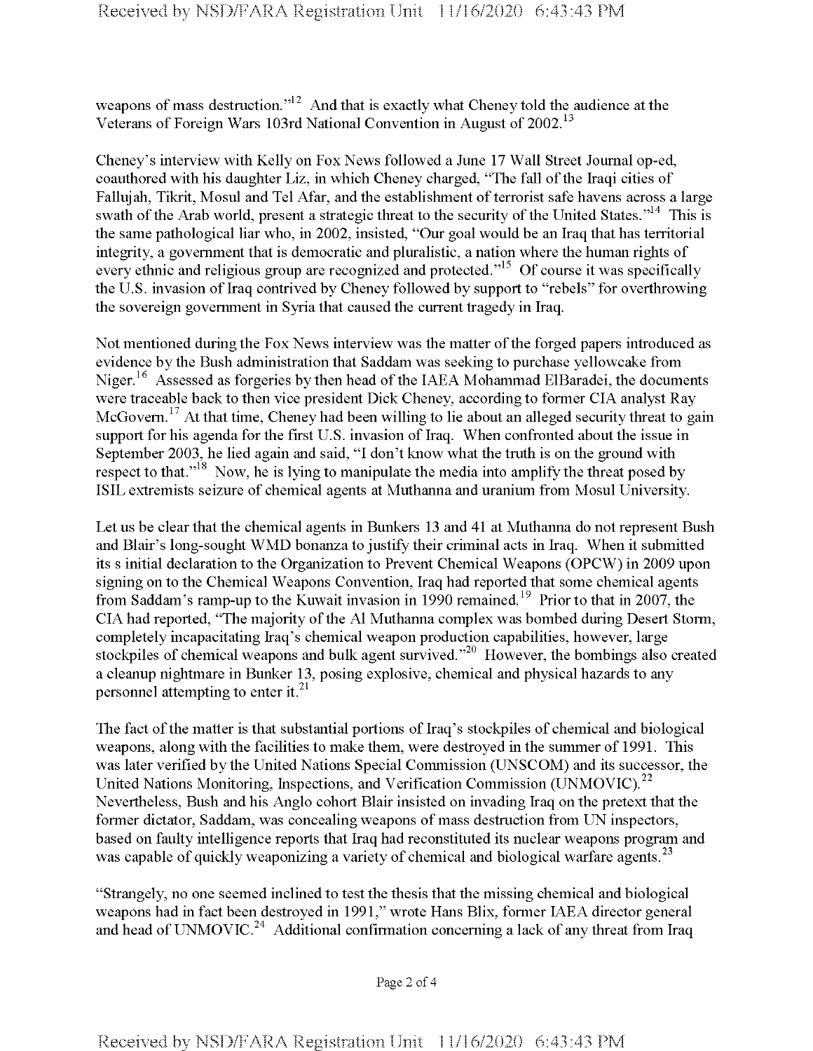weapons of mass destruction."[12] And that is exactly what Cheney told the audience at the Veterans of Foreign Wars 103rd National Convention in August of 2002.[13]

Cheney's interview with Kelly on Fox News followed a June 17 Wall Street Journal op-ed, coauthored with his daughter Liz, in which Cheney charged, "The fall of the Iraqi cities of Fallujah, Tikrit, Mosul and Tel Afar, and the establishment of terrorist safe havens across a large swath of the Arab world, present a strategic threat to the security of the United States."[14] This is the same pathological liar who, in 2002, insisted, "Our goal would be an Iraq that has territorial integrity, a government that is democratic and pluralistic, a nation where the human rights of every ethnic and religious group are recognized and protected."[15] Of course it was specifically the U.S. invasion of Iraq contrived by Cheney followed by support to "rebels" for overthrowing the sovereign government in Syria that caused the current tragedy in Iraq.

Not mentioned during the Fox News interview was the matter of the forged papers introduced as evidence by the Bush administration that Saddam was seeking to purchase yellowcake from Niger.[16] Assessed as forgeries by then head of the IAEA Mohammad ElBaradei, the documents were traceable back to then vice president Dick Cheney, according to former CIA analyst Ray McGovern.[17] At that time, Cheney had been willing to lie about an alleged security threat to gain support for his agenda for the first U.S. invasion of Iraq. When confronted about the issue in September 2003, he lied again and said, "I don't know what the truth is on the ground with respect to that."[18] Now, he is lying to manipulate the media into amplify the threat posed by ISIL extremists seizure of chemical agents at Muthanna and uranium from Mosul University.

Let us be clear that the chemical agents in Bunkers 13 and 41 at Muthanna do not represent Bush and Blair's long-sought WMD bonanza to justify their criminal acts in Iraq. When it submitted its s initial declaration to the Organization to Prevent Chemical Weapons (OPCW) in 2009 upon signing on to the Chemical Weapons Convention, Iraq had reported that some chemical agents from Saddam's ramp-up to the Kuwait invasion in 1990 remained.[19] Prior to that in 2007, the CIA had reported, "The majority of the Al Muthanna complex was bombed during Desert Storm, completely incapacitating Iraq's chemical weapon production capabilities, however, large stockpiles of chemical weapons and bulk agent survived."[20] However, the bombings also created a cleanup nightmare in Bunker 13, posing explosive, chemical and physical hazards to any personnel attempting to enter it.[21]

The fact of the matter is that substantial portions of Iraq's stockpiles of chemical and biological weapons, along with the facilities to make them, were destroyed in the summer of 1991. This was later verified by the United Nations Special Commission (UNSCOM) and its successor, the United Nations Monitoring, Inspections, and Verification Commission (UNMOVIC).[22] Nevertheless, Bush and his Anglo cohort Blair insisted on invading Iraq on the pretext that the former dictator, Saddam, was concealing weapons of mass destruction from UN inspectors, based on faulty intelligence reports that Iraq had reconstituted its nuclear weapons program and was capable of quickly weaponizing a variety of chemical and biological warfare agents.[23]

"Strangely, no one seemed inclined to test the thesis that the missing chemical and biological weapons had in fact been destroyed in 1991," wrote Hans Blix, former IAEA director general and head of UNMOVIC.[24] Additional confirmation concerning a lack of any threat from Iraq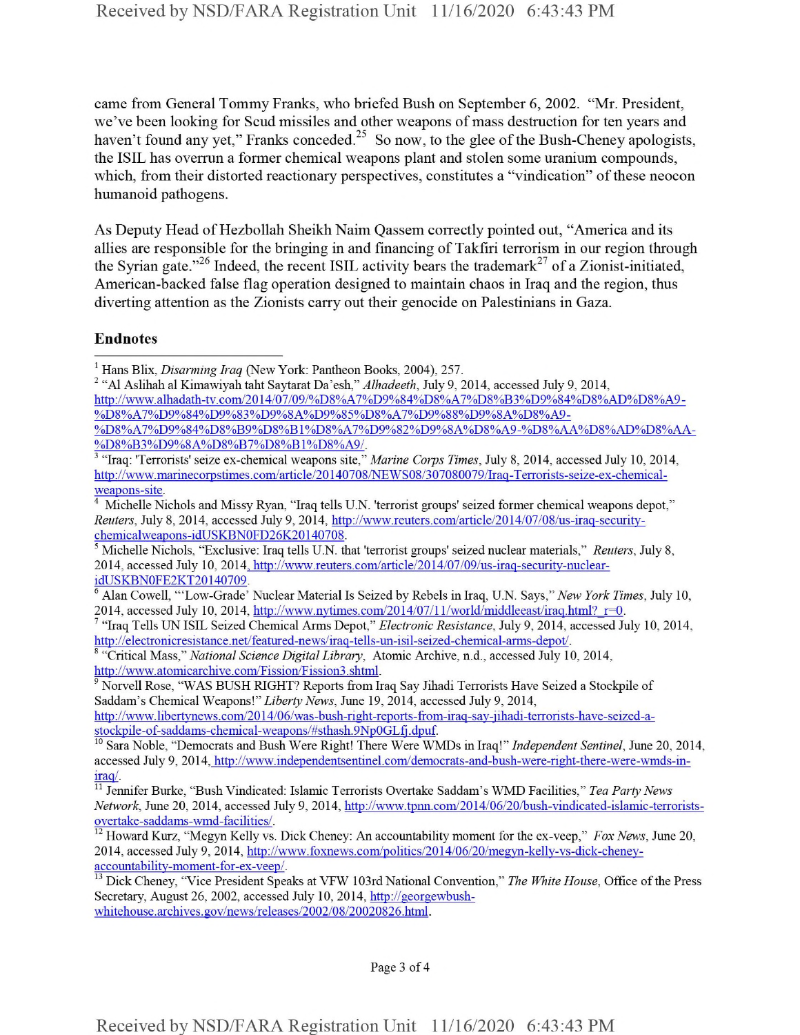came from General Tommy Franks, who briefed Bush on September 6, 2002. "Mr. President, we've been looking for Scud missiles and other weapons of mass destruction for ten years and haven't found any yet," Franks conceded.[25] So now, to the glee of the Bush-Cheney apologists, the ISIL has overrun a former chemical weapons plant and stolen some uranium compounds, which, from their distorted reactionary perspectives, constitutes a "vindication" of these neocon humanoid pathogens.

As Deputy Head of Hezbollah Sheikh Naim Qassem correctly pointed out, "America and its allies are responsible for the bringing in and financing of Takfiri terrorism in our region through the Syrian gate."[26] Indeed, the recent ISIL activity bears the trademark[27] of a Zionist-initiated, American-backed false flag operation designed to maintain chaos in Iraq and the region, thus diverting attention as the Zionists carry out their genocide on Palestinians in Gaza.

**Endnotes**

[1] Hans Blix, *Disarming Iraq* (New York: Pantheon Books, 2004), 257.

[2] "Al Aslihah al Kimawiyah taht Saytarat Da'esh," *Alhadeeth*, July 9, 2014, accessed July 9, 2014, http://www.alhadath-tv.com/2014/07/09/%D8%A7%D9%84%D8%A7%D8%B3%D9%84%D8%AD%D8%A9-%D8%A7%D9%84%D9%83%D9%8A%D9%85%D8%A7%D9%88%D9%8A%D8%A9-%D8%A7%D9%84%D8%B9%D8%B1%D8%A7%D9%82%D9%8A%D8%A9-%D8%AA%D8%AD%D8%AA-%D8%B3%D9%8A%D8%B7%D8%B1%D8%A9/.

[3] "Iraq: 'Terrorists' seize ex-chemical weapons site," *Marine Corps Times*, July 8, 2014, accessed July 10, 2014, http://www.marinecorpstimes.com/article/20140708/NEWS08/307080079/Iraq-Terrorists-seize-ex-chemical-weapons-site.

[4] Michelle Nichols and Missy Ryan, "Iraq tells U.N. 'terrorist groups' seized former chemical weapons depot," *Reuters*, July 8, 2014, accessed July 9, 2014, http://www.reuters.com/article/2014/07/08/us-iraq-security-chemicalweapons-idUSKBN0FD26K20140708.

[5] Michelle Nichols, "Exclusive: Iraq tells U.N. that 'terrorist groups' seized nuclear materials," *Reuters*, July 8, 2014, accessed July 10, 2014, http://www.reuters.com/article/2014/07/09/us-iraq-security-nuclear-idUSKBN0FE2KT20140709.

[6] Alan Cowell, "'Low-Grade' Nuclear Material Is Seized by Rebels in Iraq, U.N. Says," *New York Times*, July 10, 2014, accessed July 10, 2014, http://www.nytimes.com/2014/07/11/world/middleeast/iraq.html?_r=0.

[7] "Iraq Tells UN ISIL Seized Chemical Arms Depot," *Electronic Resistance*, July 9, 2014, accessed July 10, 2014, http://electronicresistance.net/featured-news/iraq-tells-un-isil-seized-chemical-arms-depot/.

[8] "Critical Mass," *National Science Digital Library*, Atomic Archive, n.d., accessed July 10, 2014, http://www.atomicarchive.com/Fission/Fission3.shtml.

[9] Norvell Rose, "WAS BUSH RIGHT? Reports from Iraq Say Jihadi Terrorists Have Seized a Stockpile of Saddam's Chemical Weapons!" *Liberty News*, June 19, 2014, accessed July 9, 2014, http://www.libertynews.com/2014/06/was-bush-right-reports-from-iraq-say-jihadi-terrorists-have-seized-a-stockpile-of-saddams-chemical-weapons/#sthash.9Np0GLfj.dpuf.

[10] Sara Noble, "Democrats and Bush Were Right! There Were WMDs in Iraq!" *Independent Sentinel*, June 20, 2014, accessed July 9, 2014, http://www.independentsentinel.com/democrats-and-bush-were-right-there-were-wmds-in-iraq/.

[11] Jennifer Burke, "Bush Vindicated: Islamic Terrorists Overtake Saddam's WMD Facilities," *Tea Party News Network*, June 20, 2014, accessed July 9, 2014, http://www.tpnn.com/2014/06/20/bush-vindicated-islamic-terrorists-overtake-saddams-wmd-facilities/.

[12] Howard Kurz, "Megyn Kelly vs. Dick Cheney: An accountability moment for the ex-veep," *Fox News*, June 20, 2014, accessed July 9, 2014, http://www.foxnews.com/politics/2014/06/20/megyn-kelly-vs-dick-cheney-accountability-moment-for-ex-veep/.

[13] Dick Cheney, "Vice President Speaks at VFW 103rd National Convention," *The White House*, Office of the Press Secretary, August 26, 2002, accessed July 10, 2014, http://georgewbush-whitehouse.archives.gov/news/releases/2002/08/20020826.html.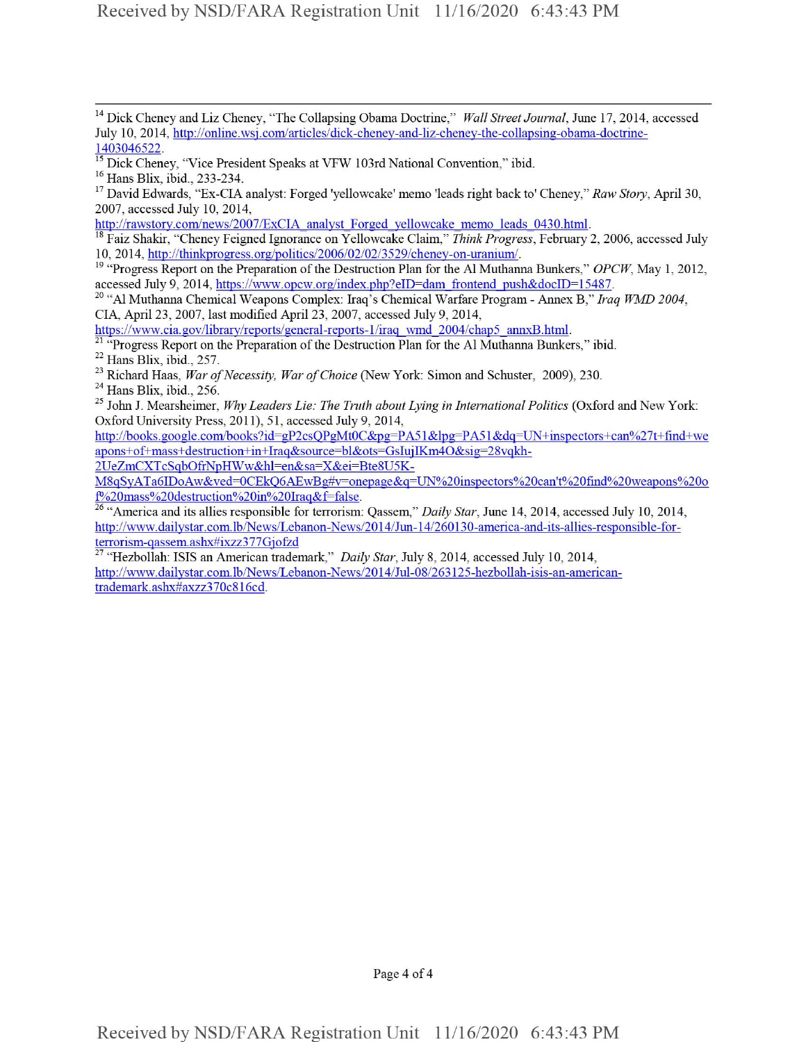[14] Dick Cheney and Liz Cheney, "The Collapsing Obama Doctrine," *Wall Street Journal*, June 17, 2014, accessed July 10, 2014, http://online.wsj.com/articles/dick-cheney-and-liz-cheney-the-collapsing-obama-doctrine-1403046522.

[15] Dick Cheney, "Vice President Speaks at VFW 103rd National Convention," ibid.

[16] Hans Blix, ibid., 233-234.

[17] David Edwards, "Ex-CIA analyst: Forged 'yellowcake' memo 'leads right back to' Cheney," *Raw Story*, April 30, 2007, accessed July 10, 2014, http://rawstory.com/news/2007/ExCIA_analyst_Forged_yellowcake_memo_leads_0430.html.

[18] Faiz Shakir, "Cheney Feigned Ignorance on Yellowcake Claim," *Think Progress*, February 2, 2006, accessed July 10, 2014, http://thinkprogress.org/politics/2006/02/02/3529/cheney-on-uranium/.

[19] "Progress Report on the Preparation of the Destruction Plan for the Al Muthanna Bunkers," *OPCW*, May 1, 2012, accessed July 9, 2014, https://www.opcw.org/index.php?eID=dam_frontend_push&docID=15487.

[20] "Al Muthanna Chemical Weapons Complex: Iraq's Chemical Warfare Program - Annex B," *Iraq WMD 2004*, CIA, April 23, 2007, last modified April 23, 2007, accessed July 9, 2014, https://www.cia.gov/library/reports/general-reports-1/iraq_wmd_2004/chap5_annxB.html.

[21] "Progress Report on the Preparation of the Destruction Plan for the Al Muthanna Bunkers," ibid.

[22] Hans Blix, ibid., 257.

[23] Richard Haas, *War of Necessity, War of Choice* (New York: Simon and Schuster, 2009), 230.

[24] Hans Blix, ibid., 256.

[25] John J. Mearsheimer, *Why Leaders Lie: The Truth about Lying in International Politics* (Oxford and New York: Oxford University Press, 2011), 51, accessed July 9, 2014, http://books.google.com/books?id=gP2csQPgMt0C&pg=PA51&lpg=PA51&dq=UN+inspectors+can%27t+find+weapons+of+mass+destruction+in+Iraq&source=bl&ots=GsIujIKm4O&sig=28vqkh-2UeZmCXTcSqbOfrNpHWw&hl=en&sa=X&ei=Bte8U5K-M8qSyATa6IDoAw&ved=0CEkQ6AEwBg#v=onepage&q=UN%20inspectors%20can't%20find%20weapons%20of%20mass%20destruction%20in%20Iraq&f=false.

[26] "America and its allies responsible for terrorism: Qassem," *Daily Star*, June 14, 2014, accessed July 10, 2014, http://www.dailystar.com.lb/News/Lebanon-News/2014/Jun-14/260130-america-and-its-allies-responsible-for-terrorism-qassem.ashx#ixzz377Gjofzd

[27] "Hezbollah: ISIS an American trademark," *Daily Star*, July 8, 2014, accessed July 10, 2014, http://www.dailystar.com.lb/News/Lebanon-News/2014/Jul-08/263125-hezbollah-isis-an-american-trademark.ashx#axzz370c816cd.